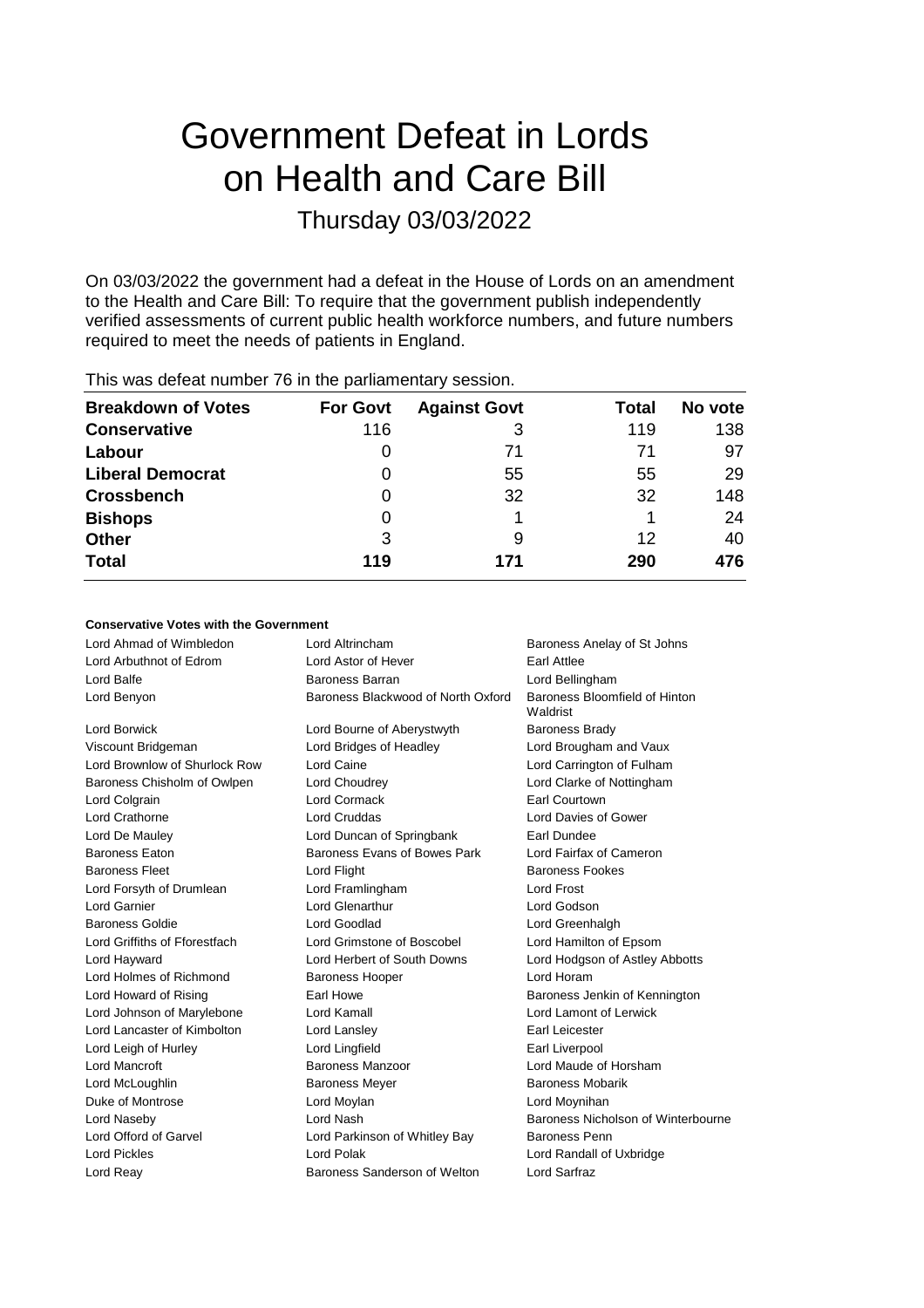# Government Defeat in Lords on Health and Care Bill

Thursday 03/03/2022

On 03/03/2022 the government had a defeat in the House of Lords on an amendment to the Health and Care Bill: To require that the government publish independently verified assessments of current public health workforce numbers, and future numbers required to meet the needs of patients in England.

This was defeat number 76 in the parliamentary session.

| Breakdown of Votes | For Govt | Against Govt | Total | No vote |
|---|---|---|---|---|
| **Conservative** | 116 | 3 | 119 | 138 |
| **Labour** | 0 | 71 | 71 | 97 |
| **Liberal Democrat** | 0 | 55 | 55 | 29 |
| **Crossbench** | 0 | 32 | 32 | 148 |
| **Bishops** | 0 | 1 | 1 | 24 |
| **Other** | 3 | 9 | 12 | 40 |
| **Total** | **119** | **171** | **290** | **476** |

**Conservative Votes with the Government**

| | | |
|---|---|---|
| Lord Ahmad of Wimbledon | Lord Altrincham | Baroness Anelay of St Johns |
| Lord Arbuthnot of Edrom | Lord Astor of Hever | Earl Attlee |
| Lord Balfe | Baroness Barran | Lord Bellingham |
| Lord Benyon | Baroness Blackwood of North Oxford | Baroness Bloomfield of Hinton Waldrist |
| Lord Borwick | Lord Bourne of Aberystwyth | Baroness Brady |
| Viscount Bridgeman | Lord Bridges of Headley | Lord Brougham and Vaux |
| Lord Brownlow of Shurlock Row | Lord Caine | Lord Carrington of Fulham |
| Baroness Chisholm of Owlpen | Lord Choudrey | Lord Clarke of Nottingham |
| Lord Colgrain | Lord Cormack | Earl Courtown |
| Lord Crathorne | Lord Cruddas | Lord Davies of Gower |
| Lord De Mauley | Lord Duncan of Springbank | Earl Dundee |
| Baroness Eaton | Baroness Evans of Bowes Park | Lord Fairfax of Cameron |
| Baroness Fleet | Lord Flight | Baroness Fookes |
| Lord Forsyth of Drumlean | Lord Framlingham | Lord Frost |
| Lord Garnier | Lord Glenarthur | Lord Godson |
| Baroness Goldie | Lord Goodlad | Lord Greenhalgh |
| Lord Griffiths of Fforestfach | Lord Grimstone of Boscobel | Lord Hamilton of Epsom |
| Lord Hayward | Lord Herbert of South Downs | Lord Hodgson of Astley Abbotts |
| Lord Holmes of Richmond | Baroness Hooper | Lord Horam |
| Lord Howard of Rising | Earl Howe | Baroness Jenkin of Kennington |
| Lord Johnson of Marylebone | Lord Kamall | Lord Lamont of Lerwick |
| Lord Lancaster of Kimbolton | Lord Lansley | Earl Leicester |
| Lord Leigh of Hurley | Lord Lingfield | Earl Liverpool |
| Lord Mancroft | Baroness Manzoor | Lord Maude of Horsham |
| Lord McLoughlin | Baroness Meyer | Baroness Mobarik |
| Duke of Montrose | Lord Moylan | Lord Moynihan |
| Lord Naseby | Lord Nash | Baroness Nicholson of Winterbourne |
| Lord Offord of Garvel | Lord Parkinson of Whitley Bay | Baroness Penn |
| Lord Pickles | Lord Polak | Lord Randall of Uxbridge |
| Lord Reay | Baroness Sanderson of Welton | Lord Sarfraz |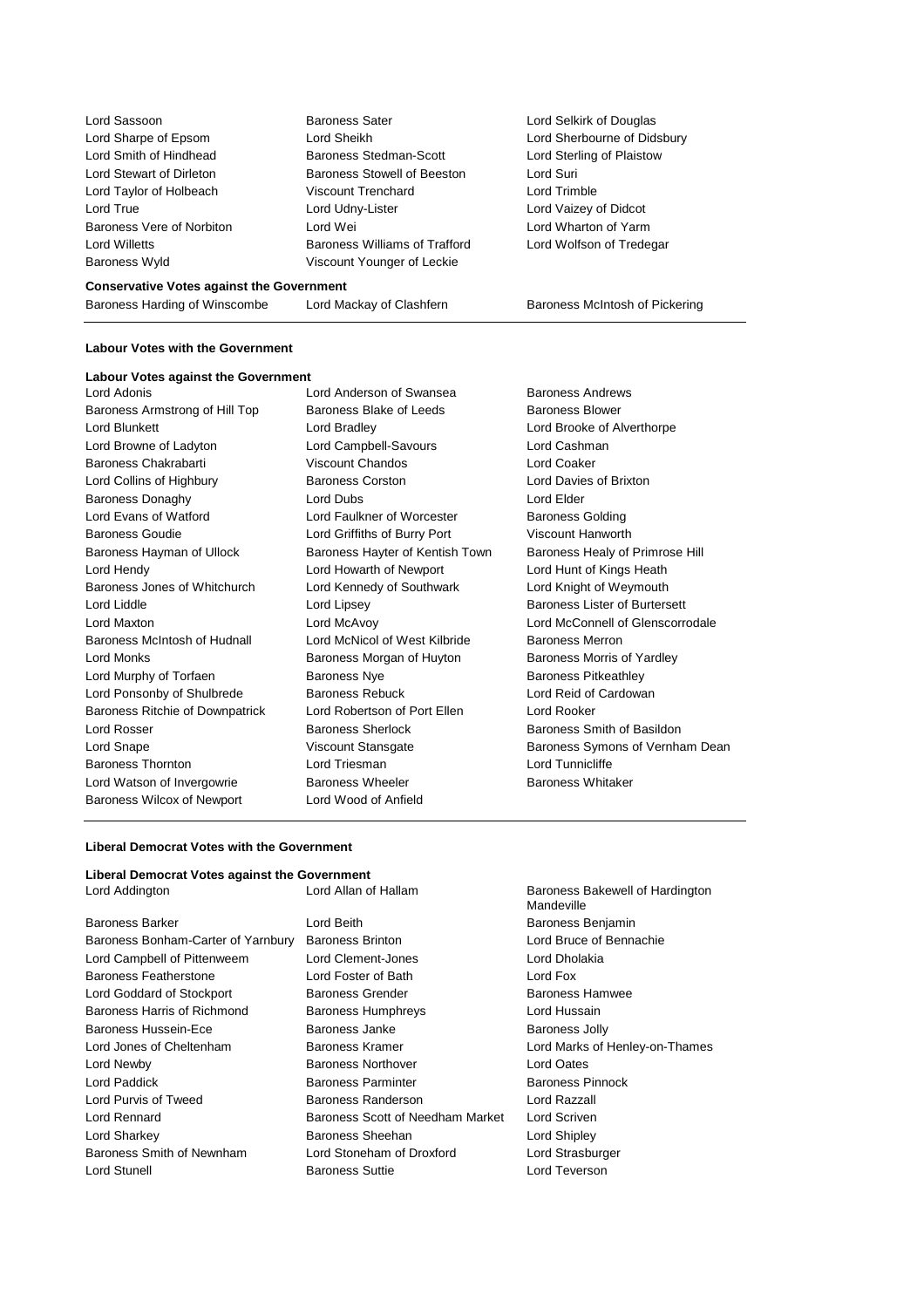Lord Sassoon
Baroness Sater
Lord Selkirk of Douglas
Lord Sharpe of Epsom
Lord Sheikh
Lord Sherbourne of Didsbury
Lord Smith of Hindhead
Baroness Stedman-Scott
Lord Sterling of Plaistow
Lord Stewart of Dirleton
Baroness Stowell of Beeston
Lord Suri
Lord Taylor of Holbeach
Viscount Trenchard
Lord Trimble
Lord True
Lord Udny-Lister
Lord Vaizey of Didcot
Baroness Vere of Norbiton
Lord Wei
Lord Wharton of Yarm
Lord Willetts
Baroness Williams of Trafford
Lord Wolfson of Tredegar
Baroness Wyld
Viscount Younger of Leckie

**Conservative Votes against the Government**

Baroness Harding of Winscombe
Lord Mackay of Clashfern
Baroness McIntosh of Pickering

**Labour Votes with the Government**

**Labour Votes against the Government**

Lord Adonis
Lord Anderson of Swansea
Baroness Andrews
Baroness Armstrong of Hill Top
Baroness Blake of Leeds
Baroness Blower
Lord Blunkett
Lord Bradley
Lord Brooke of Alverthorpe
Lord Browne of Ladyton
Lord Campbell-Savours
Lord Cashman
Baroness Chakrabarti
Viscount Chandos
Lord Coaker
Lord Collins of Highbury
Baroness Corston
Lord Davies of Brixton
Baroness Donaghy
Lord Dubs
Lord Elder
Lord Evans of Watford
Lord Faulkner of Worcester
Baroness Golding
Baroness Goudie
Lord Griffiths of Burry Port
Viscount Hanworth
Baroness Hayman of Ullock
Baroness Hayter of Kentish Town
Baroness Healy of Primrose Hill
Lord Hendy
Lord Howarth of Newport
Lord Hunt of Kings Heath
Baroness Jones of Whitchurch
Lord Kennedy of Southwark
Lord Knight of Weymouth
Lord Liddle
Lord Lipsey
Baroness Lister of Burtersett
Lord Maxton
Lord McAvoy
Lord McConnell of Glenscorrodale
Baroness McIntosh of Hudnall
Lord McNicol of West Kilbride
Baroness Merron
Lord Monks
Baroness Morgan of Huyton
Baroness Morris of Yardley
Lord Murphy of Torfaen
Baroness Nye
Baroness Pitkeathley
Lord Ponsonby of Shulbrede
Baroness Rebuck
Lord Reid of Cardowan
Baroness Ritchie of Downpatrick
Lord Robertson of Port Ellen
Lord Rooker
Lord Rosser
Baroness Sherlock
Baroness Smith of Basildon
Lord Snape
Viscount Stansgate
Baroness Symons of Vernham Dean
Baroness Thornton
Lord Triesman
Lord Tunnicliffe
Lord Watson of Invergowrie
Baroness Wheeler
Baroness Whitaker
Baroness Wilcox of Newport
Lord Wood of Anfield

**Liberal Democrat Votes with the Government**

**Liberal Democrat Votes against the Government**

Lord Addington
Lord Allan of Hallam
Baroness Bakewell of Hardington Mandeville
Baroness Barker
Lord Beith
Baroness Benjamin
Baroness Bonham-Carter of Yarnbury
Baroness Brinton
Lord Bruce of Bennachie
Lord Campbell of Pittenweem
Lord Clement-Jones
Lord Dholakia
Baroness Featherstone
Lord Foster of Bath
Lord Fox
Lord Goddard of Stockport
Baroness Grender
Baroness Hamwee
Baroness Harris of Richmond
Baroness Humphreys
Lord Hussain
Baroness Hussein-Ece
Baroness Janke
Baroness Jolly
Lord Jones of Cheltenham
Baroness Kramer
Lord Marks of Henley-on-Thames
Lord Newby
Baroness Northover
Lord Oates
Lord Paddick
Baroness Parminter
Baroness Pinnock
Lord Purvis of Tweed
Baroness Randerson
Lord Razzall
Lord Rennard
Baroness Scott of Needham Market
Lord Scriven
Lord Sharkey
Baroness Sheehan
Lord Shipley
Baroness Smith of Newnham
Lord Stoneham of Droxford
Lord Strasburger
Lord Stunell
Baroness Suttie
Lord Teverson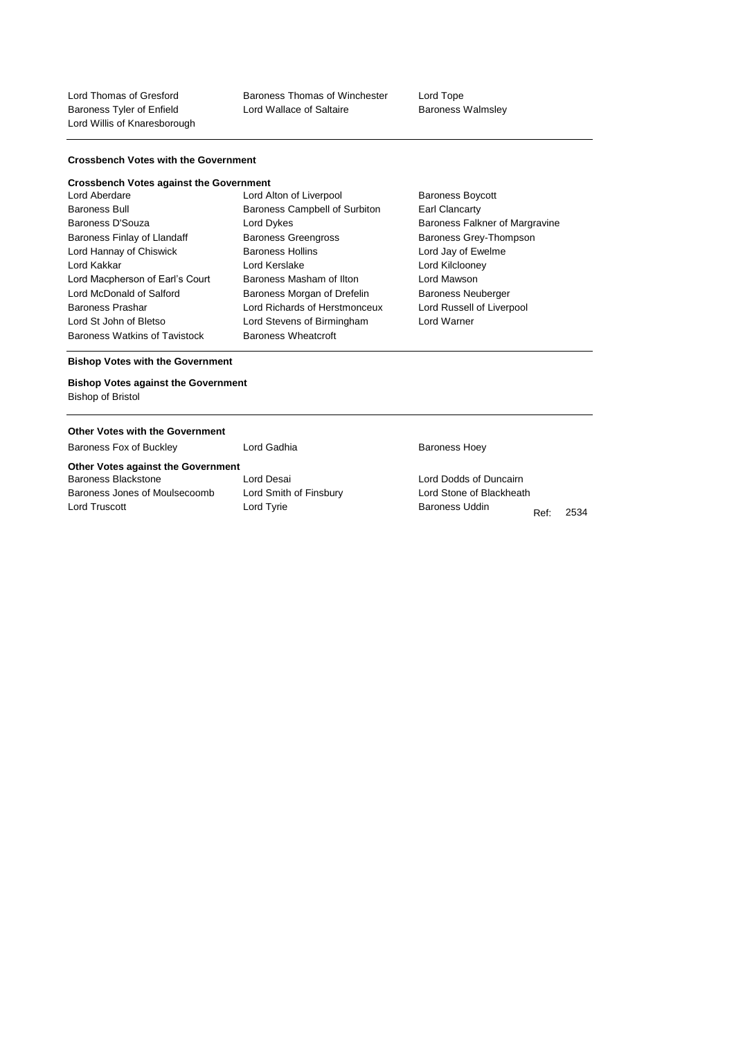Lord Thomas of Gresford, Baroness Thomas of Winchester, Lord Tope, Baroness Tyler of Enfield, Lord Wallace of Saltaire, Baroness Walmsley, Lord Willis of Knaresborough

**Crossbench Votes with the Government**

**Crossbench Votes against the Government**

Lord Aberdare, Lord Alton of Liverpool, Baroness Boycott, Baroness Bull, Baroness Campbell of Surbiton, Earl Clancarty, Baroness D'Souza, Lord Dykes, Baroness Falkner of Margravine, Baroness Finlay of Llandaff, Baroness Greengross, Baroness Grey-Thompson, Lord Hannay of Chiswick, Baroness Hollins, Lord Jay of Ewelme, Lord Kakkar, Lord Kerslake, Lord Kilclooney, Lord Macpherson of Earl's Court, Baroness Masham of Ilton, Lord Mawson, Lord McDonald of Salford, Baroness Morgan of Drefelin, Baroness Neuberger, Baroness Prashar, Lord Richards of Herstmonceux, Lord Russell of Liverpool, Lord St John of Bletso, Lord Stevens of Birmingham, Lord Warner, Baroness Watkins of Tavistock, Baroness Wheatcroft

**Bishop Votes with the Government**

**Bishop Votes against the Government**

Bishop of Bristol

**Other Votes with the Government**

Baroness Fox of Buckley, Lord Gadhia, Baroness Hoey

**Other Votes against the Government**

Baroness Blackstone, Lord Desai, Lord Dodds of Duncairn, Baroness Jones of Moulsecoomb, Lord Smith of Finsbury, Lord Stone of Blackheath, Lord Truscott, Lord Tyrie, Baroness Uddin

Ref: 2534